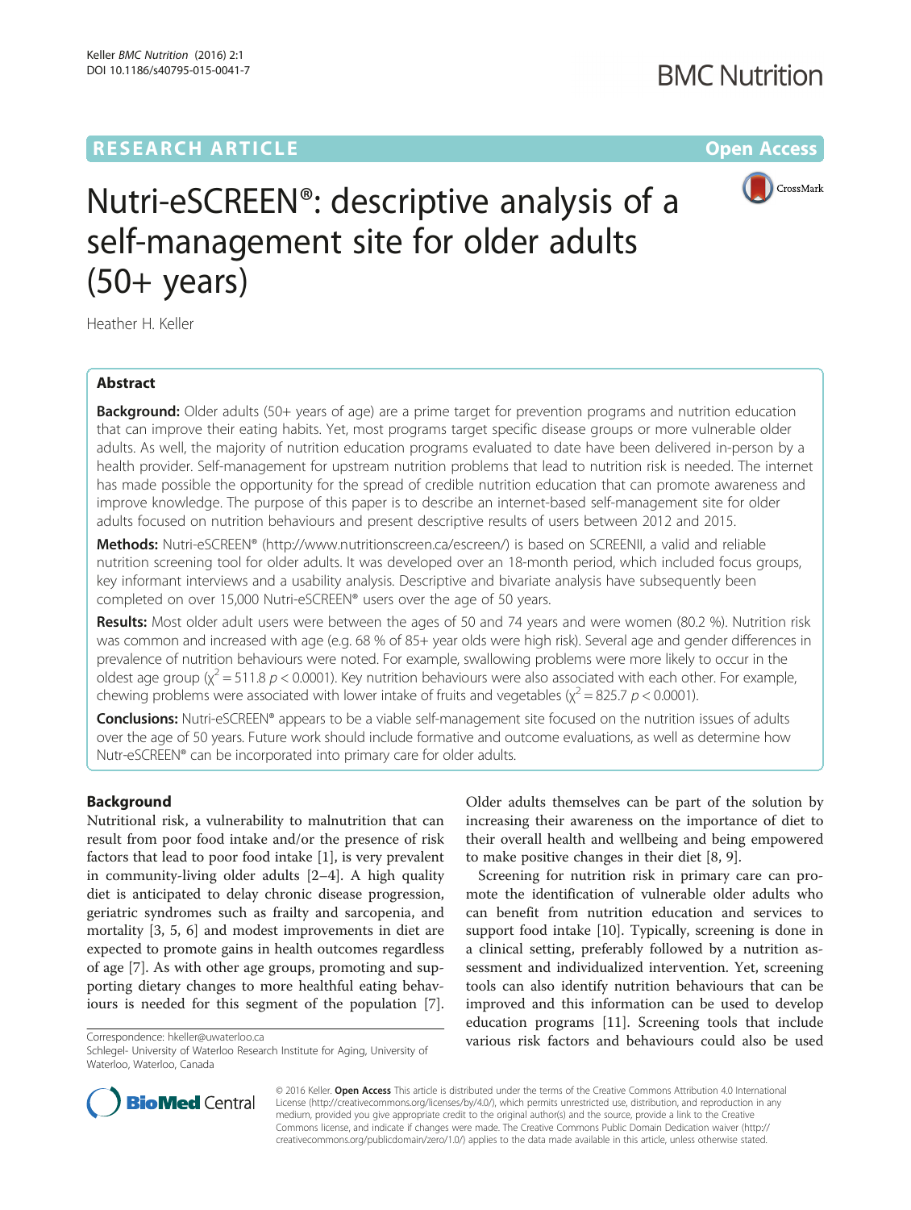RESEARCH ARTICLE

Open Access

# Nutri-eSCREEN®: descriptive analysis of a self-management site for older adults (50+ years)

Heather H. Keller

## Abstract

**Background:** Older adults (50+ years of age) are a prime target for prevention programs and nutrition education that can improve their eating habits. Yet, most programs target specific disease groups or more vulnerable older adults. As well, the majority of nutrition education programs evaluated to date have been delivered in-person by a health provider. Self-management for upstream nutrition problems that lead to nutrition risk is needed. The internet has made possible the opportunity for the spread of credible nutrition education that can promote awareness and improve knowledge. The purpose of this paper is to describe an internet-based self-management site for older adults focused on nutrition behaviours and present descriptive results of users between 2012 and 2015.

**Methods:** Nutri-eSCREEN® (http://www.nutritionscreen.ca/escreen/) is based on SCREENII, a valid and reliable nutrition screening tool for older adults. It was developed over an 18-month period, which included focus groups, key informant interviews and a usability analysis. Descriptive and bivariate analysis have subsequently been completed on over 15,000 Nutri-eSCREEN® users over the age of 50 years.

**Results:** Most older adult users were between the ages of 50 and 74 years and were women (80.2 %). Nutrition risk was common and increased with age (e.g. 68 % of 85+ year olds were high risk). Several age and gender differences in prevalence of nutrition behaviours were noted. For example, swallowing problems were more likely to occur in the oldest age group ($\chi^2 = 511.8$ $p < 0.0001$). Key nutrition behaviours were also associated with each other. For example, chewing problems were associated with lower intake of fruits and vegetables ($\chi^2 = 825.7$ $p < 0.0001$).

**Conclusions:** Nutri-eSCREEN® appears to be a viable self-management site focused on the nutrition issues of adults over the age of 50 years. Future work should include formative and outcome evaluations, as well as determine how Nutr-eSCREEN® can be incorporated into primary care for older adults.

## Background

Nutritional risk, a vulnerability to malnutrition that can result from poor food intake and/or the presence of risk factors that lead to poor food intake [1], is very prevalent in community-living older adults [2–4]. A high quality diet is anticipated to delay chronic disease progression, geriatric syndromes such as frailty and sarcopenia, and mortality [3, 5, 6] and modest improvements in diet are expected to promote gains in health outcomes regardless of age [7]. As with other age groups, promoting and supporting dietary changes to more healthful eating behaviours is needed for this segment of the population [7]. Older adults themselves can be part of the solution by increasing their awareness on the importance of diet to their overall health and wellbeing and being empowered to make positive changes in their diet [8, 9].

Screening for nutrition risk in primary care can promote the identification of vulnerable older adults who can benefit from nutrition education and services to support food intake [10]. Typically, screening is done in a clinical setting, preferably followed by a nutrition assessment and individualized intervention. Yet, screening tools can also identify nutrition behaviours that can be improved and this information can be used to develop education programs [11]. Screening tools that include various risk factors and behaviours could also be used

Correspondence: hkeller@uwaterloo.ca
Schlegel- University of Waterloo Research Institute for Aging, University of Waterloo, Waterloo, Canada

© 2016 Keller. **Open Access** This article is distributed under the terms of the Creative Commons Attribution 4.0 International License (http://creativecommons.org/licenses/by/4.0/), which permits unrestricted use, distribution, and reproduction in any medium, provided you give appropriate credit to the original author(s) and the source, provide a link to the Creative Commons license, and indicate if changes were made. The Creative Commons Public Domain Dedication waiver (http://creativecommons.org/publicdomain/zero/1.0/) applies to the data made available in this article, unless otherwise stated.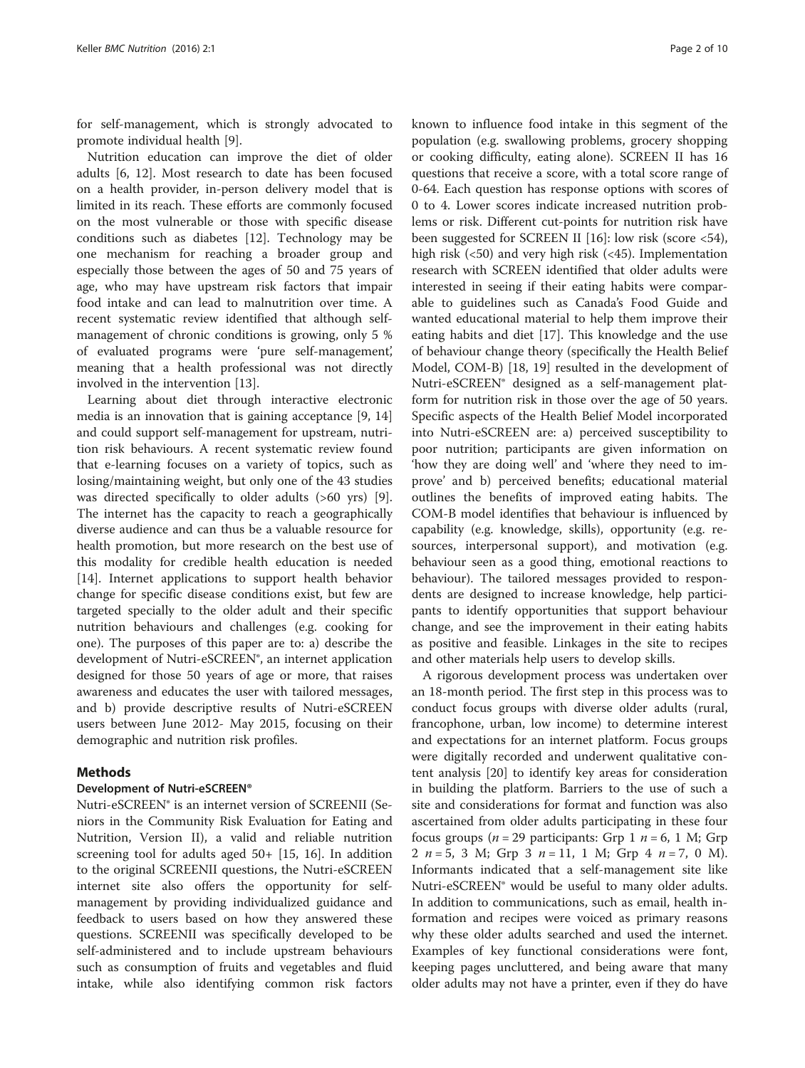for self-management, which is strongly advocated to promote individual health [9].

Nutrition education can improve the diet of older adults [6, 12]. Most research to date has been focused on a health provider, in-person delivery model that is limited in its reach. These efforts are commonly focused on the most vulnerable or those with specific disease conditions such as diabetes [12]. Technology may be one mechanism for reaching a broader group and especially those between the ages of 50 and 75 years of age, who may have upstream risk factors that impair food intake and can lead to malnutrition over time. A recent systematic review identified that although self-management of chronic conditions is growing, only 5 % of evaluated programs were 'pure self-management', meaning that a health professional was not directly involved in the intervention [13].

Learning about diet through interactive electronic media is an innovation that is gaining acceptance [9, 14] and could support self-management for upstream, nutrition risk behaviours. A recent systematic review found that e-learning focuses on a variety of topics, such as losing/maintaining weight, but only one of the 43 studies was directed specifically to older adults (>60 yrs) [9]. The internet has the capacity to reach a geographically diverse audience and can thus be a valuable resource for health promotion, but more research on the best use of this modality for credible health education is needed [14]. Internet applications to support health behavior change for specific disease conditions exist, but few are targeted specially to the older adult and their specific nutrition behaviours and challenges (e.g. cooking for one). The purposes of this paper are to: a) describe the development of Nutri-eSCREEN®, an internet application designed for those 50 years of age or more, that raises awareness and educates the user with tailored messages, and b) provide descriptive results of Nutri-eSCREEN users between June 2012- May 2015, focusing on their demographic and nutrition risk profiles.

## Methods

### Development of Nutri-eSCREEN®

Nutri-eSCREEN® is an internet version of SCREENII (Seniors in the Community Risk Evaluation for Eating and Nutrition, Version II), a valid and reliable nutrition screening tool for adults aged 50+ [15, 16]. In addition to the original SCREENII questions, the Nutri-eSCREEN internet site also offers the opportunity for self-management by providing individualized guidance and feedback to users based on how they answered these questions. SCREENII was specifically developed to be self-administered and to include upstream behaviours such as consumption of fruits and vegetables and fluid intake, while also identifying common risk factors known to influence food intake in this segment of the population (e.g. swallowing problems, grocery shopping or cooking difficulty, eating alone). SCREEN II has 16 questions that receive a score, with a total score range of 0-64. Each question has response options with scores of 0 to 4. Lower scores indicate increased nutrition problems or risk. Different cut-points for nutrition risk have been suggested for SCREEN II [16]: low risk (score <54), high risk (<50) and very high risk (<45). Implementation research with SCREEN identified that older adults were interested in seeing if their eating habits were comparable to guidelines such as Canada's Food Guide and wanted educational material to help them improve their eating habits and diet [17]. This knowledge and the use of behaviour change theory (specifically the Health Belief Model, COM-B) [18, 19] resulted in the development of Nutri-eSCREEN® designed as a self-management platform for nutrition risk in those over the age of 50 years. Specific aspects of the Health Belief Model incorporated into Nutri-eSCREEN are: a) perceived susceptibility to poor nutrition; participants are given information on 'how they are doing well' and 'where they need to improve' and b) perceived benefits; educational material outlines the benefits of improved eating habits. The COM-B model identifies that behaviour is influenced by capability (e.g. knowledge, skills), opportunity (e.g. resources, interpersonal support), and motivation (e.g. behaviour seen as a good thing, emotional reactions to behaviour). The tailored messages provided to respondents are designed to increase knowledge, help participants to identify opportunities that support behaviour change, and see the improvement in their eating habits as positive and feasible. Linkages in the site to recipes and other materials help users to develop skills.

A rigorous development process was undertaken over an 18-month period. The first step in this process was to conduct focus groups with diverse older adults (rural, francophone, urban, low income) to determine interest and expectations for an internet platform. Focus groups were digitally recorded and underwent qualitative content analysis [20] to identify key areas for consideration in building the platform. Barriers to the use of such a site and considerations for format and function was also ascertained from older adults participating in these four focus groups (*n* = 29 participants: Grp 1 *n* = 6, 1 M; Grp 2 *n* = 5, 3 M; Grp 3 *n* = 11, 1 M; Grp 4 *n* = 7, 0 M). Informants indicated that a self-management site like Nutri-eSCREEN® would be useful to many older adults. In addition to communications, such as email, health information and recipes were voiced as primary reasons why these older adults searched and used the internet. Examples of key functional considerations were font, keeping pages uncluttered, and being aware that many older adults may not have a printer, even if they do have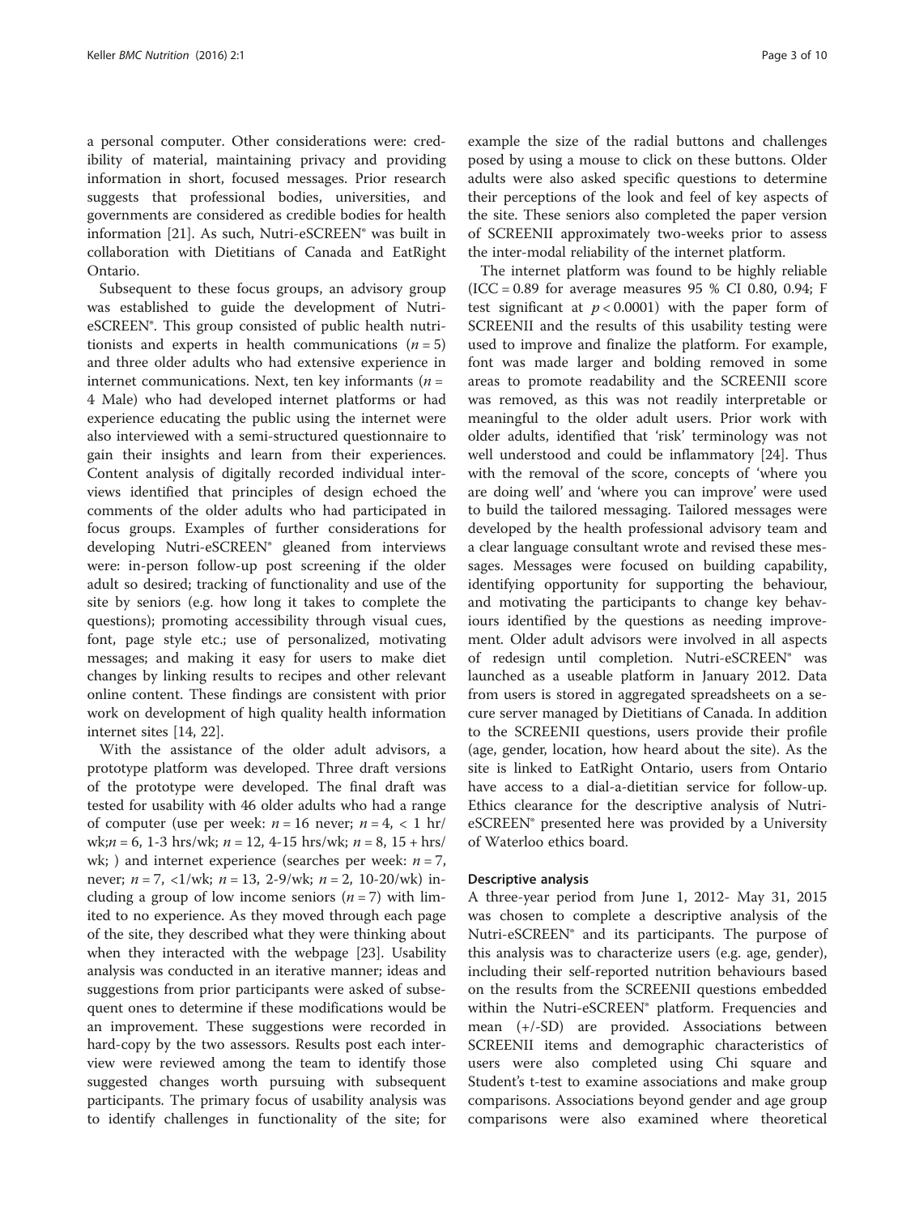a personal computer. Other considerations were: credibility of material, maintaining privacy and providing information in short, focused messages. Prior research suggests that professional bodies, universities, and governments are considered as credible bodies for health information [21]. As such, Nutri-eSCREEN® was built in collaboration with Dietitians of Canada and EatRight Ontario.

Subsequent to these focus groups, an advisory group was established to guide the development of Nutri-eSCREEN®. This group consisted of public health nutritionists and experts in health communications ($n = 5$) and three older adults who had extensive experience in internet communications. Next, ten key informants ($n = 4$ Male) who had developed internet platforms or had experience educating the public using the internet were also interviewed with a semi-structured questionnaire to gain their insights and learn from their experiences. Content analysis of digitally recorded individual interviews identified that principles of design echoed the comments of the older adults who had participated in focus groups. Examples of further considerations for developing Nutri-eSCREEN® gleaned from interviews were: in-person follow-up post screening if the older adult so desired; tracking of functionality and use of the site by seniors (e.g. how long it takes to complete the questions); promoting accessibility through visual cues, font, page style etc.; use of personalized, motivating messages; and making it easy for users to make diet changes by linking results to recipes and other relevant online content. These findings are consistent with prior work on development of high quality health information internet sites [14, 22].

With the assistance of the older adult advisors, a prototype platform was developed. Three draft versions of the prototype were developed. The final draft was tested for usability with 46 older adults who had a range of computer (use per week: $n = 16$ never; $n = 4$, < 1 hr/wk; $n = 6$, 1-3 hrs/wk; $n = 12$, 4-15 hrs/wk; $n = 8$, 15 + hrs/wk; ) and internet experience (searches per week: $n = 7$, never; $n = 7$, <1/wk; $n = 13$, 2-9/wk; $n = 2$, 10-20/wk) including a group of low income seniors ($n = 7$) with limited to no experience. As they moved through each page of the site, they described what they were thinking about when they interacted with the webpage [23]. Usability analysis was conducted in an iterative manner; ideas and suggestions from prior participants were asked of subsequent ones to determine if these modifications would be an improvement. These suggestions were recorded in hard-copy by the two assessors. Results post each interview were reviewed among the team to identify those suggested changes worth pursuing with subsequent participants. The primary focus of usability analysis was to identify challenges in functionality of the site; for example the size of the radial buttons and challenges posed by using a mouse to click on these buttons. Older adults were also asked specific questions to determine their perceptions of the look and feel of key aspects of the site. These seniors also completed the paper version of SCREENII approximately two-weeks prior to assess the inter-modal reliability of the internet platform.

The internet platform was found to be highly reliable (ICC = 0.89 for average measures 95 % CI 0.80, 0.94; F test significant at $p < 0.0001$) with the paper form of SCREENII and the results of this usability testing were used to improve and finalize the platform. For example, font was made larger and bolding removed in some areas to promote readability and the SCREENII score was removed, as this was not readily interpretable or meaningful to the older adult users. Prior work with older adults, identified that 'risk' terminology was not well understood and could be inflammatory [24]. Thus with the removal of the score, concepts of 'where you are doing well' and 'where you can improve' were used to build the tailored messaging. Tailored messages were developed by the health professional advisory team and a clear language consultant wrote and revised these messages. Messages were focused on building capability, identifying opportunity for supporting the behaviour, and motivating the participants to change key behaviours identified by the questions as needing improvement. Older adult advisors were involved in all aspects of redesign until completion. Nutri-eSCREEN® was launched as a useable platform in January 2012. Data from users is stored in aggregated spreadsheets on a secure server managed by Dietitians of Canada. In addition to the SCREENII questions, users provide their profile (age, gender, location, how heard about the site). As the site is linked to EatRight Ontario, users from Ontario have access to a dial-a-dietitian service for follow-up. Ethics clearance for the descriptive analysis of Nutri-eSCREEN® presented here was provided by a University of Waterloo ethics board.

### Descriptive analysis

A three-year period from June 1, 2012- May 31, 2015 was chosen to complete a descriptive analysis of the Nutri-eSCREEN® and its participants. The purpose of this analysis was to characterize users (e.g. age, gender), including their self-reported nutrition behaviours based on the results from the SCREENII questions embedded within the Nutri-eSCREEN® platform. Frequencies and mean (+/-SD) are provided. Associations between SCREENII items and demographic characteristics of users were also completed using Chi square and Student's t-test to examine associations and make group comparisons. Associations beyond gender and age group comparisons were also examined where theoretical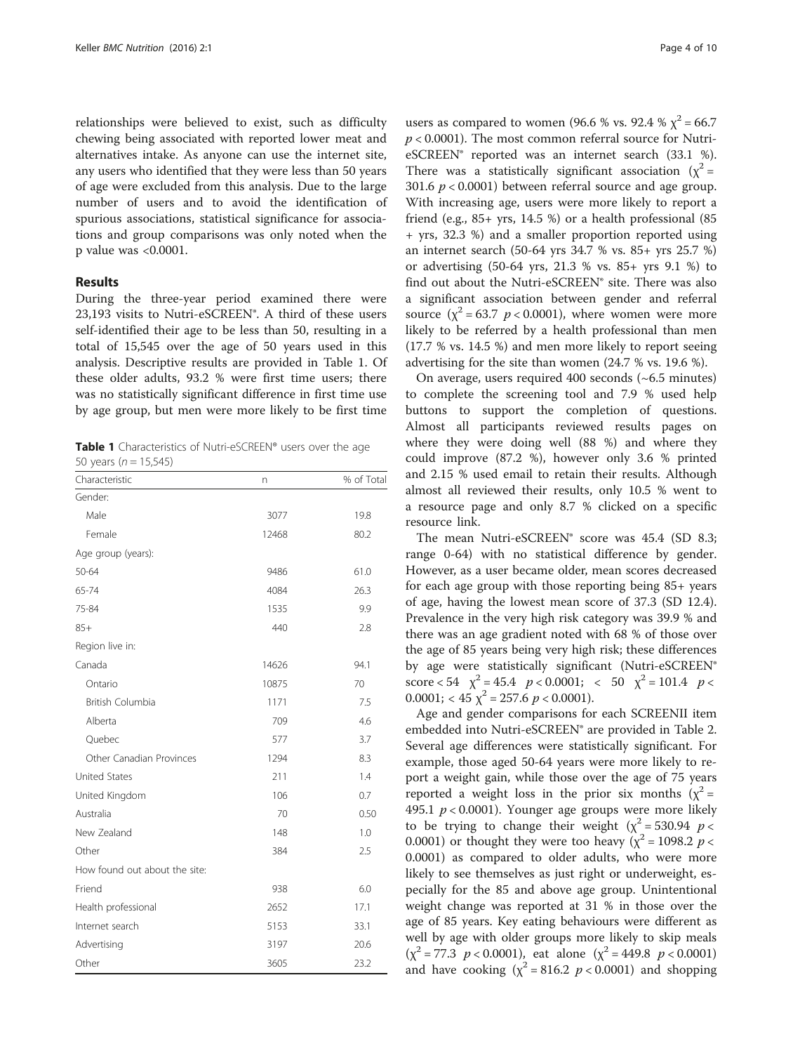relationships were believed to exist, such as difficulty chewing being associated with reported lower meat and alternatives intake. As anyone can use the internet site, any users who identified that they were less than 50 years of age were excluded from this analysis. Due to the large number of users and to avoid the identification of spurious associations, statistical significance for associations and group comparisons was only noted when the p value was <0.0001.

## Results

During the three-year period examined there were 23,193 visits to Nutri-eSCREEN®. A third of these users self-identified their age to be less than 50, resulting in a total of 15,545 over the age of 50 years used in this analysis. Descriptive results are provided in Table 1. Of these older adults, 93.2 % were first time users; there was no statistically significant difference in first time use by age group, but men were more likely to be first time users as compared to women (96.6 % vs. 92.4 % $\chi^2 = 66.7$ $p < 0.0001$). The most common referral source for Nutri-eSCREEN® reported was an internet search (33.1 %). There was a statistically significant association ($\chi^2 = 301.6$ $p < 0.0001$) between referral source and age group. With increasing age, users were more likely to report a friend (e.g., 85+ yrs, 14.5 %) or a health professional (85+ yrs, 32.3 %) and a smaller proportion reported using an internet search (50-64 yrs 34.7 % vs. 85+ yrs 25.7 %) or advertising (50-64 yrs, 21.3 % vs. 85+ yrs 9.1 %) to find out about the Nutri-eSCREEN® site. There was also a significant association between gender and referral source ($\chi^2 = 63.7$ $p < 0.0001$), where women were more likely to be referred by a health professional than men (17.7 % vs. 14.5 %) and men more likely to report seeing advertising for the site than women (24.7 % vs. 19.6 %).

**Table 1** Characteristics of Nutri-eSCREEN® users over the age 50 years ($n = 15,545$)

| Characteristic | n | % of Total |
|---|---|---|
| Gender: | | |
| Male | 3077 | 19.8 |
| Female | 12468 | 80.2 |
| Age group (years): | | |
| 50-64 | 9486 | 61.0 |
| 65-74 | 4084 | 26.3 |
| 75-84 | 1535 | 9.9 |
| 85+ | 440 | 2.8 |
| Region live in: | | |
| Canada | 14626 | 94.1 |
| Ontario | 10875 | 70 |
| British Columbia | 1171 | 7.5 |
| Alberta | 709 | 4.6 |
| Quebec | 577 | 3.7 |
| Other Canadian Provinces | 1294 | 8.3 |
| United States | 211 | 1.4 |
| United Kingdom | 106 | 0.7 |
| Australia | 70 | 0.50 |
| New Zealand | 148 | 1.0 |
| Other | 384 | 2.5 |
| How found out about the site: | | |
| Friend | 938 | 6.0 |
| Health professional | 2652 | 17.1 |
| Internet search | 5153 | 33.1 |
| Advertising | 3197 | 20.6 |
| Other | 3605 | 23.2 |

On average, users required 400 seconds (~6.5 minutes) to complete the screening tool and 7.9 % used help buttons to support the completion of questions. Almost all participants reviewed results pages on where they were doing well (88 %) and where they could improve (87.2 %), however only 3.6 % printed and 2.15 % used email to retain their results. Although almost all reviewed their results, only 10.5 % went to a resource page and only 8.7 % clicked on a specific resource link.

The mean Nutri-eSCREEN® score was 45.4 (SD 8.3; range 0-64) with no statistical difference by gender. However, as a user became older, mean scores decreased for each age group with those reporting being 85+ years of age, having the lowest mean score of 37.3 (SD 12.4). Prevalence in the very high risk category was 39.9 % and there was an age gradient noted with 68 % of those over the age of 85 years being very high risk; these differences by age were statistically significant (Nutri-eSCREEN® score < 54 $\chi^2 = 45.4$ $p < 0.0001$; < 50 $\chi^2 = 101.4$ $p < 0.0001$; < 45 $\chi^2 = 257.6$ $p < 0.0001$).

Age and gender comparisons for each SCREENII item embedded into Nutri-eSCREEN® are provided in Table 2. Several age differences were statistically significant. For example, those aged 50-64 years were more likely to report a weight gain, while those over the age of 75 years reported a weight loss in the prior six months ($\chi^2 = 495.1$ $p < 0.0001$). Younger age groups were more likely to be trying to change their weight ($\chi^2 = 530.94$ $p < 0.0001$) or thought they were too heavy ($\chi^2 = 1098.2$ $p < 0.0001$) as compared to older adults, who were more likely to see themselves as just right or underweight, especially for the 85 and above age group. Unintentional weight change was reported at 31 % in those over the age of 85 years. Key eating behaviours were different as well by age with older groups more likely to skip meals ($\chi^2 = 77.3$ $p < 0.0001$), eat alone ($\chi^2 = 449.8$ $p < 0.0001$) and have cooking ($\chi^2 = 816.2$ $p < 0.0001$) and shopping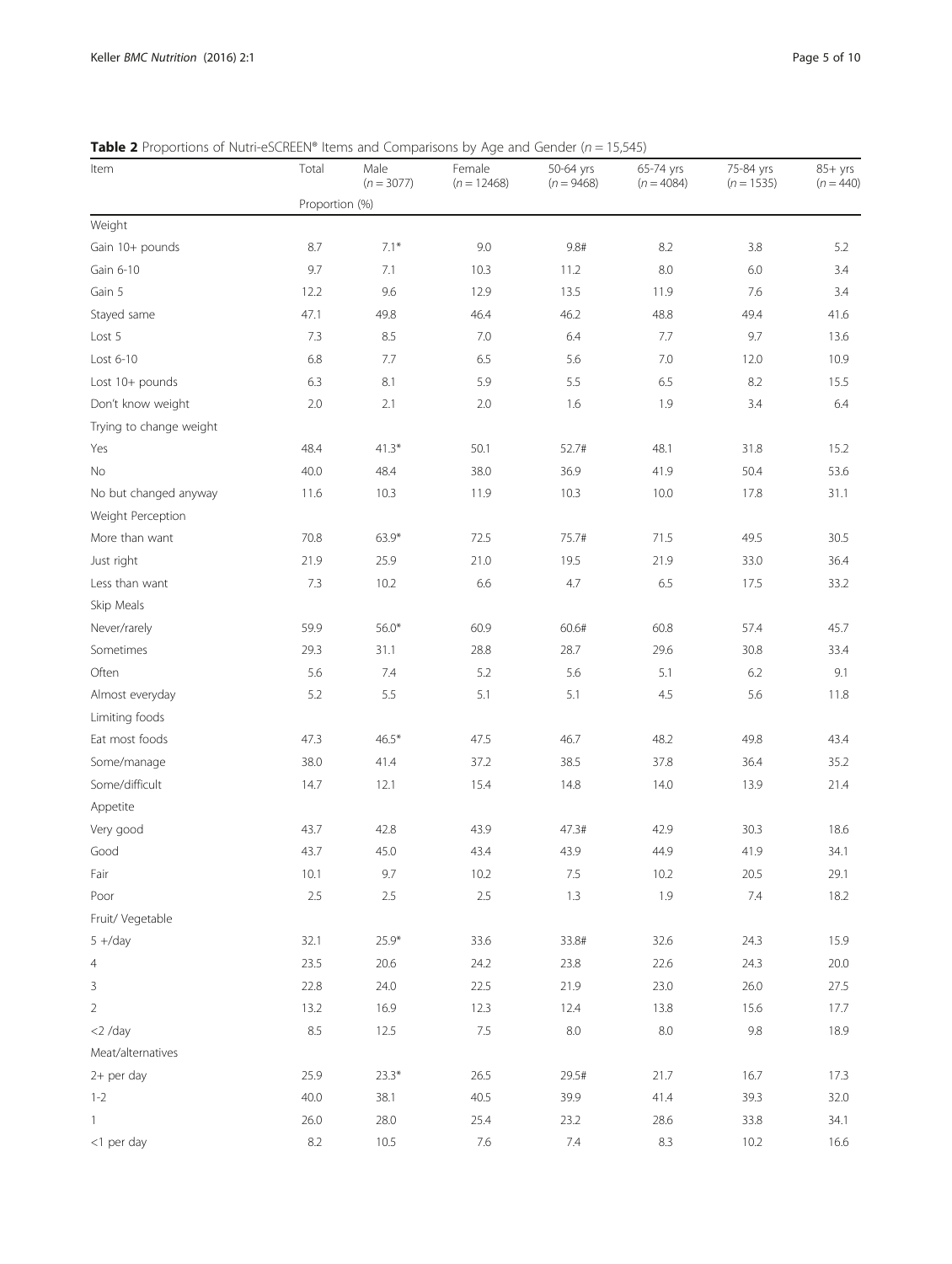**Table 2** Proportions of Nutri-eSCREEN® Items and Comparisons by Age and Gender ($n = 15,545$)

| Item | Total | Male ($n = 3077$) | Female ($n = 12468$) | 50-64 yrs ($n = 9468$) | 65-74 yrs ($n = 4084$) | 75-84 yrs ($n = 1535$) | 85+ yrs ($n = 440$) |
|---|---|---|---|---|---|---|---|
| | Proportion (%) | | | | | | |
| Weight | | | | | | | |
| Gain 10+ pounds | 8.7 | 7.1* | 9.0 | 9.8# | 8.2 | 3.8 | 5.2 |
| Gain 6-10 | 9.7 | 7.1 | 10.3 | 11.2 | 8.0 | 6.0 | 3.4 |
| Gain 5 | 12.2 | 9.6 | 12.9 | 13.5 | 11.9 | 7.6 | 3.4 |
| Stayed same | 47.1 | 49.8 | 46.4 | 46.2 | 48.8 | 49.4 | 41.6 |
| Lost 5 | 7.3 | 8.5 | 7.0 | 6.4 | 7.7 | 9.7 | 13.6 |
| Lost 6-10 | 6.8 | 7.7 | 6.5 | 5.6 | 7.0 | 12.0 | 10.9 |
| Lost 10+ pounds | 6.3 | 8.1 | 5.9 | 5.5 | 6.5 | 8.2 | 15.5 |
| Don't know weight | 2.0 | 2.1 | 2.0 | 1.6 | 1.9 | 3.4 | 6.4 |
| Trying to change weight | | | | | | | |
| Yes | 48.4 | 41.3* | 50.1 | 52.7# | 48.1 | 31.8 | 15.2 |
| No | 40.0 | 48.4 | 38.0 | 36.9 | 41.9 | 50.4 | 53.6 |
| No but changed anyway | 11.6 | 10.3 | 11.9 | 10.3 | 10.0 | 17.8 | 31.1 |
| Weight Perception | | | | | | | |
| More than want | 70.8 | 63.9* | 72.5 | 75.7# | 71.5 | 49.5 | 30.5 |
| Just right | 21.9 | 25.9 | 21.0 | 19.5 | 21.9 | 33.0 | 36.4 |
| Less than want | 7.3 | 10.2 | 6.6 | 4.7 | 6.5 | 17.5 | 33.2 |
| Skip Meals | | | | | | | |
| Never/rarely | 59.9 | 56.0* | 60.9 | 60.6# | 60.8 | 57.4 | 45.7 |
| Sometimes | 29.3 | 31.1 | 28.8 | 28.7 | 29.6 | 30.8 | 33.4 |
| Often | 5.6 | 7.4 | 5.2 | 5.6 | 5.1 | 6.2 | 9.1 |
| Almost everyday | 5.2 | 5.5 | 5.1 | 5.1 | 4.5 | 5.6 | 11.8 |
| Limiting foods | | | | | | | |
| Eat most foods | 47.3 | 46.5* | 47.5 | 46.7 | 48.2 | 49.8 | 43.4 |
| Some/manage | 38.0 | 41.4 | 37.2 | 38.5 | 37.8 | 36.4 | 35.2 |
| Some/difficult | 14.7 | 12.1 | 15.4 | 14.8 | 14.0 | 13.9 | 21.4 |
| Appetite | | | | | | | |
| Very good | 43.7 | 42.8 | 43.9 | 47.3# | 42.9 | 30.3 | 18.6 |
| Good | 43.7 | 45.0 | 43.4 | 43.9 | 44.9 | 41.9 | 34.1 |
| Fair | 10.1 | 9.7 | 10.2 | 7.5 | 10.2 | 20.5 | 29.1 |
| Poor | 2.5 | 2.5 | 2.5 | 1.3 | 1.9 | 7.4 | 18.2 |
| Fruit/ Vegetable | | | | | | | |
| 5 +/day | 32.1 | 25.9* | 33.6 | 33.8# | 32.6 | 24.3 | 15.9 |
| 4 | 23.5 | 20.6 | 24.2 | 23.8 | 22.6 | 24.3 | 20.0 |
| 3 | 22.8 | 24.0 | 22.5 | 21.9 | 23.0 | 26.0 | 27.5 |
| 2 | 13.2 | 16.9 | 12.3 | 12.4 | 13.8 | 15.6 | 17.7 |
| <2 /day | 8.5 | 12.5 | 7.5 | 8.0 | 8.0 | 9.8 | 18.9 |
| Meat/alternatives | | | | | | | |
| 2+ per day | 25.9 | 23.3* | 26.5 | 29.5# | 21.7 | 16.7 | 17.3 |
| 1-2 | 40.0 | 38.1 | 40.5 | 39.9 | 41.4 | 39.3 | 32.0 |
| 1 | 26.0 | 28.0 | 25.4 | 23.2 | 28.6 | 33.8 | 34.1 |
| <1 per day | 8.2 | 10.5 | 7.6 | 7.4 | 8.3 | 10.2 | 16.6 |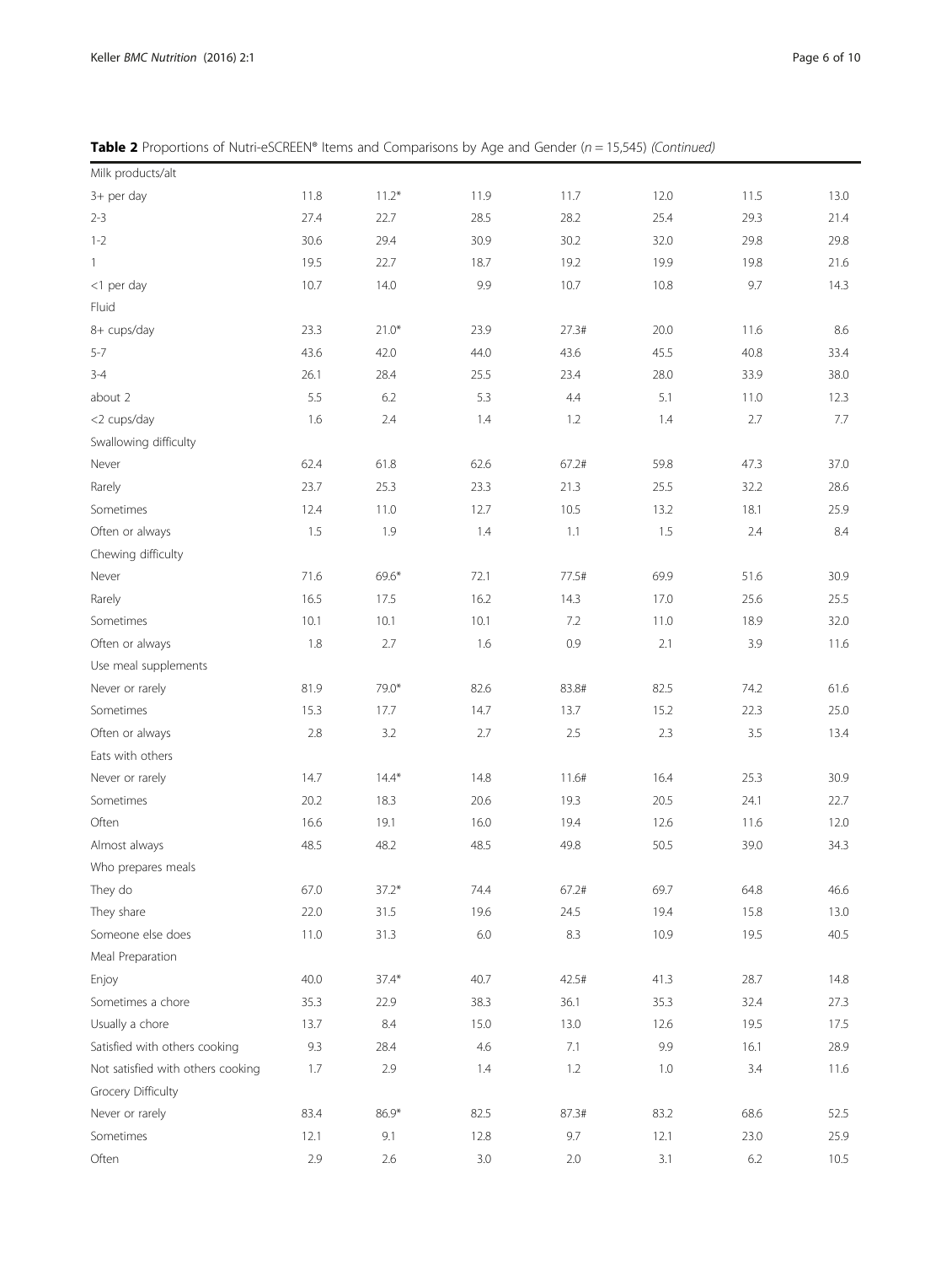**Table 2** Proportions of Nutri-eSCREEN® Items and Comparisons by Age and Gender ($n = 15,545$) *(Continued)*

| | | | | | | | |
|---|---|---|---|---|---|---|---|
| Milk products/alt | | | | | | | |
| 3+ per day | 11.8 | 11.2* | 11.9 | 11.7 | 12.0 | 11.5 | 13.0 |
| 2-3 | 27.4 | 22.7 | 28.5 | 28.2 | 25.4 | 29.3 | 21.4 |
| 1-2 | 30.6 | 29.4 | 30.9 | 30.2 | 32.0 | 29.8 | 29.8 |
| 1 | 19.5 | 22.7 | 18.7 | 19.2 | 19.9 | 19.8 | 21.6 |
| <1 per day | 10.7 | 14.0 | 9.9 | 10.7 | 10.8 | 9.7 | 14.3 |
| Fluid | | | | | | | |
| 8+ cups/day | 23.3 | 21.0* | 23.9 | 27.3# | 20.0 | 11.6 | 8.6 |
| 5-7 | 43.6 | 42.0 | 44.0 | 43.6 | 45.5 | 40.8 | 33.4 |
| 3-4 | 26.1 | 28.4 | 25.5 | 23.4 | 28.0 | 33.9 | 38.0 |
| about 2 | 5.5 | 6.2 | 5.3 | 4.4 | 5.1 | 11.0 | 12.3 |
| <2 cups/day | 1.6 | 2.4 | 1.4 | 1.2 | 1.4 | 2.7 | 7.7 |
| Swallowing difficulty | | | | | | | |
| Never | 62.4 | 61.8 | 62.6 | 67.2# | 59.8 | 47.3 | 37.0 |
| Rarely | 23.7 | 25.3 | 23.3 | 21.3 | 25.5 | 32.2 | 28.6 |
| Sometimes | 12.4 | 11.0 | 12.7 | 10.5 | 13.2 | 18.1 | 25.9 |
| Often or always | 1.5 | 1.9 | 1.4 | 1.1 | 1.5 | 2.4 | 8.4 |
| Chewing difficulty | | | | | | | |
| Never | 71.6 | 69.6* | 72.1 | 77.5# | 69.9 | 51.6 | 30.9 |
| Rarely | 16.5 | 17.5 | 16.2 | 14.3 | 17.0 | 25.6 | 25.5 |
| Sometimes | 10.1 | 10.1 | 10.1 | 7.2 | 11.0 | 18.9 | 32.0 |
| Often or always | 1.8 | 2.7 | 1.6 | 0.9 | 2.1 | 3.9 | 11.6 |
| Use meal supplements | | | | | | | |
| Never or rarely | 81.9 | 79.0* | 82.6 | 83.8# | 82.5 | 74.2 | 61.6 |
| Sometimes | 15.3 | 17.7 | 14.7 | 13.7 | 15.2 | 22.3 | 25.0 |
| Often or always | 2.8 | 3.2 | 2.7 | 2.5 | 2.3 | 3.5 | 13.4 |
| Eats with others | | | | | | | |
| Never or rarely | 14.7 | 14.4* | 14.8 | 11.6# | 16.4 | 25.3 | 30.9 |
| Sometimes | 20.2 | 18.3 | 20.6 | 19.3 | 20.5 | 24.1 | 22.7 |
| Often | 16.6 | 19.1 | 16.0 | 19.4 | 12.6 | 11.6 | 12.0 |
| Almost always | 48.5 | 48.2 | 48.5 | 49.8 | 50.5 | 39.0 | 34.3 |
| Who prepares meals | | | | | | | |
| They do | 67.0 | 37.2* | 74.4 | 67.2# | 69.7 | 64.8 | 46.6 |
| They share | 22.0 | 31.5 | 19.6 | 24.5 | 19.4 | 15.8 | 13.0 |
| Someone else does | 11.0 | 31.3 | 6.0 | 8.3 | 10.9 | 19.5 | 40.5 |
| Meal Preparation | | | | | | | |
| Enjoy | 40.0 | 37.4* | 40.7 | 42.5# | 41.3 | 28.7 | 14.8 |
| Sometimes a chore | 35.3 | 22.9 | 38.3 | 36.1 | 35.3 | 32.4 | 27.3 |
| Usually a chore | 13.7 | 8.4 | 15.0 | 13.0 | 12.6 | 19.5 | 17.5 |
| Satisfied with others cooking | 9.3 | 28.4 | 4.6 | 7.1 | 9.9 | 16.1 | 28.9 |
| Not satisfied with others cooking | 1.7 | 2.9 | 1.4 | 1.2 | 1.0 | 3.4 | 11.6 |
| Grocery Difficulty | | | | | | | |
| Never or rarely | 83.4 | 86.9* | 82.5 | 87.3# | 83.2 | 68.6 | 52.5 |
| Sometimes | 12.1 | 9.1 | 12.8 | 9.7 | 12.1 | 23.0 | 25.9 |
| Often | 2.9 | 2.6 | 3.0 | 2.0 | 3.1 | 6.2 | 10.5 |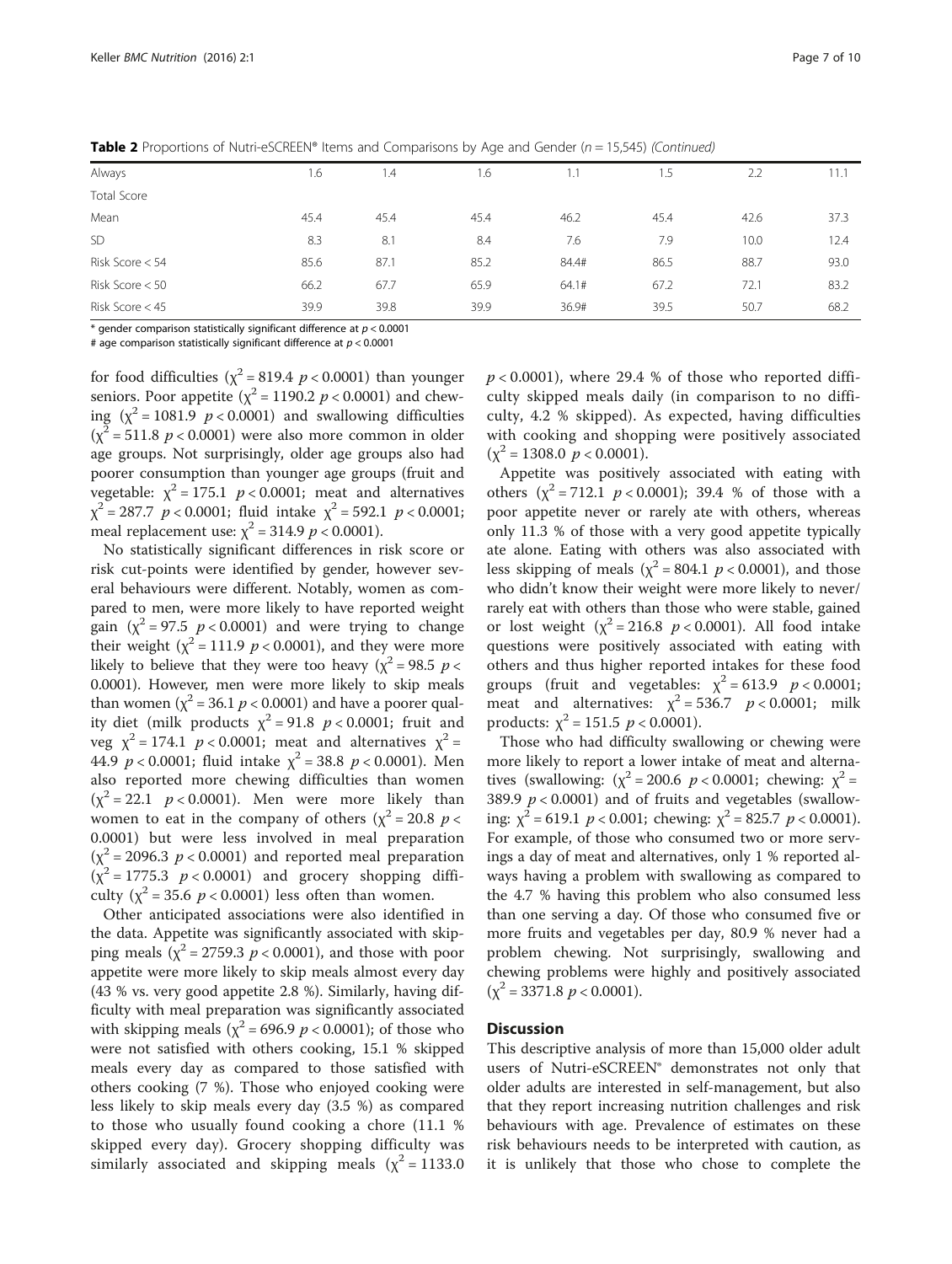**Table 2** Proportions of Nutri-eSCREEN® Items and Comparisons by Age and Gender (*n* = 15,545) *(Continued)*

| | | | | | | | |
|---|---|---|---|---|---|---|---|
| Always | 1.6 | 1.4 | 1.6 | 1.1 | 1.5 | 2.2 | 11.1 |
| Total Score | | | | | | | |
| Mean | 45.4 | 45.4 | 45.4 | 46.2 | 45.4 | 42.6 | 37.3 |
| SD | 8.3 | 8.1 | 8.4 | 7.6 | 7.9 | 10.0 | 12.4 |
| Risk Score < 54 | 85.6 | 87.1 | 85.2 | 84.4# | 86.5 | 88.7 | 93.0 |
| Risk Score < 50 | 66.2 | 67.7 | 65.9 | 64.1# | 67.2 | 72.1 | 83.2 |
| Risk Score < 45 | 39.9 | 39.8 | 39.9 | 36.9# | 39.5 | 50.7 | 68.2 |

\* gender comparison statistically significant difference at $p < 0.0001$

\# age comparison statistically significant difference at $p < 0.0001$

for food difficulties ($\chi^2 = 819.4$ $p < 0.0001$) than younger seniors. Poor appetite ($\chi^2 = 1190.2$ $p < 0.0001$) and chewing ($\chi^2 = 1081.9$ $p < 0.0001$) and swallowing difficulties ($\chi^2 = 511.8$ $p < 0.0001$) were also more common in older age groups. Not surprisingly, older age groups also had poorer consumption than younger age groups (fruit and vegetable: $\chi^2 = 175.1$ $p < 0.0001$; meat and alternatives $\chi^2 = 287.7$ $p < 0.0001$; fluid intake $\chi^2 = 592.1$ $p < 0.0001$; meal replacement use: $\chi^2 = 314.9$ $p < 0.0001$).

No statistically significant differences in risk score or risk cut-points were identified by gender, however several behaviours were different. Notably, women as compared to men, were more likely to have reported weight gain ($\chi^2 = 97.5$ $p < 0.0001$) and were trying to change their weight ($\chi^2 = 111.9$ $p < 0.0001$), and they were more likely to believe that they were too heavy ($\chi^2 = 98.5$ $p <$ 0.0001). However, men were more likely to skip meals than women ($\chi^2 = 36.1$ $p < 0.0001$) and have a poorer quality diet (milk products $\chi^2 = 91.8$ $p < 0.0001$; fruit and veg $\chi^2 = 174.1$ $p < 0.0001$; meat and alternatives $\chi^2 =$ 44.9 $p < 0.0001$; fluid intake $\chi^2 = 38.8$ $p < 0.0001$). Men also reported more chewing difficulties than women ($\chi^2 = 22.1$ $p < 0.0001$). Men were more likely than women to eat in the company of others ($\chi^2 = 20.8$ $p <$ 0.0001) but were less involved in meal preparation ($\chi^2 = 2096.3$ $p < 0.0001$) and reported meal preparation ($\chi^2 = 1775.3$ $p < 0.0001$) and grocery shopping difficulty ($\chi^2 = 35.6$ $p < 0.0001$) less often than women.

Other anticipated associations were also identified in the data. Appetite was significantly associated with skipping meals ($\chi^2 = 2759.3$ $p < 0.0001$), and those with poor appetite were more likely to skip meals almost every day (43 % vs. very good appetite 2.8 %). Similarly, having difficulty with meal preparation was significantly associated with skipping meals ($\chi^2 = 696.9$ $p < 0.0001$); of those who were not satisfied with others cooking, 15.1 % skipped meals every day as compared to those satisfied with others cooking (7 %). Those who enjoyed cooking were less likely to skip meals every day (3.5 %) as compared to those who usually found cooking a chore (11.1 % skipped every day). Grocery shopping difficulty was similarly associated and skipping meals ($\chi^2 = 1133.0$ $p < 0.0001$), where 29.4 % of those who reported difficulty skipped meals daily (in comparison to no difficulty, 4.2 % skipped). As expected, having difficulties with cooking and shopping were positively associated ($\chi^2 = 1308.0$ $p < 0.0001$).

Appetite was positively associated with eating with others ($\chi^2 = 712.1$ $p < 0.0001$); 39.4 % of those with a poor appetite never or rarely ate with others, whereas only 11.3 % of those with a very good appetite typically ate alone. Eating with others was also associated with less skipping of meals ($\chi^2 = 804.1$ $p < 0.0001$), and those who didn't know their weight were more likely to never/rarely eat with others than those who were stable, gained or lost weight ($\chi^2 = 216.8$ $p < 0.0001$). All food intake questions were positively associated with eating with others and thus higher reported intakes for these food groups (fruit and vegetables: $\chi^2 = 613.9$ $p < 0.0001$; meat and alternatives: $\chi^2 = 536.7$ $p < 0.0001$; milk products: $\chi^2 = 151.5$ $p < 0.0001$).

Those who had difficulty swallowing or chewing were more likely to report a lower intake of meat and alternatives (swallowing: ($\chi^2 = 200.6$ $p < 0.0001$; chewing: $\chi^2 =$ 389.9 $p < 0.0001$) and of fruits and vegetables (swallowing: $\chi^2 = 619.1$ $p < 0.001$; chewing: $\chi^2 = 825.7$ $p < 0.0001$). For example, of those who consumed two or more servings a day of meat and alternatives, only 1 % reported always having a problem with swallowing as compared to the 4.7 % having this problem who also consumed less than one serving a day. Of those who consumed five or more fruits and vegetables per day, 80.9 % never had a problem chewing. Not surprisingly, swallowing and chewing problems were highly and positively associated ($\chi^2 = 3371.8$ $p < 0.0001$).

## Discussion

This descriptive analysis of more than 15,000 older adult users of Nutri-eSCREEN® demonstrates not only that older adults are interested in self-management, but also that they report increasing nutrition challenges and risk behaviours with age. Prevalence of estimates on these risk behaviours needs to be interpreted with caution, as it is unlikely that those who chose to complete the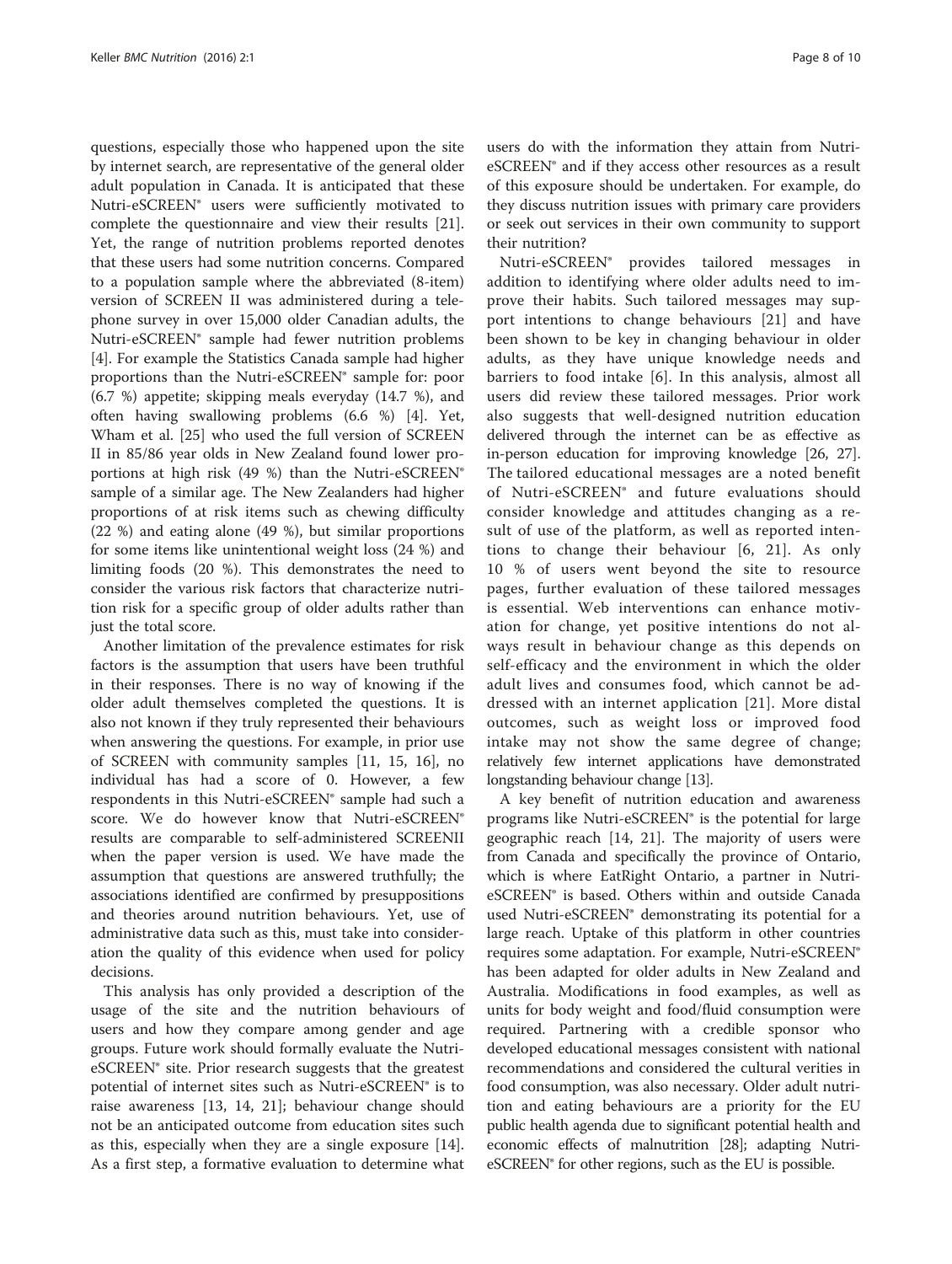questions, especially those who happened upon the site by internet search, are representative of the general older adult population in Canada. It is anticipated that these Nutri-eSCREEN® users were sufficiently motivated to complete the questionnaire and view their results [21]. Yet, the range of nutrition problems reported denotes that these users had some nutrition concerns. Compared to a population sample where the abbreviated (8-item) version of SCREEN II was administered during a telephone survey in over 15,000 older Canadian adults, the Nutri-eSCREEN® sample had fewer nutrition problems [4]. For example the Statistics Canada sample had higher proportions than the Nutri-eSCREEN® sample for: poor (6.7 %) appetite; skipping meals everyday (14.7 %), and often having swallowing problems (6.6 %) [4]. Yet, Wham et al. [25] who used the full version of SCREEN II in 85/86 year olds in New Zealand found lower proportions at high risk (49 %) than the Nutri-eSCREEN® sample of a similar age. The New Zealanders had higher proportions of at risk items such as chewing difficulty (22 %) and eating alone (49 %), but similar proportions for some items like unintentional weight loss (24 %) and limiting foods (20 %). This demonstrates the need to consider the various risk factors that characterize nutrition risk for a specific group of older adults rather than just the total score.

Another limitation of the prevalence estimates for risk factors is the assumption that users have been truthful in their responses. There is no way of knowing if the older adult themselves completed the questions. It is also not known if they truly represented their behaviours when answering the questions. For example, in prior use of SCREEN with community samples [11, 15, 16], no individual has had a score of 0. However, a few respondents in this Nutri-eSCREEN® sample had such a score. We do however know that Nutri-eSCREEN® results are comparable to self-administered SCREENII when the paper version is used. We have made the assumption that questions are answered truthfully; the associations identified are confirmed by presuppositions and theories around nutrition behaviours. Yet, use of administrative data such as this, must take into consideration the quality of this evidence when used for policy decisions.

This analysis has only provided a description of the usage of the site and the nutrition behaviours of users and how they compare among gender and age groups. Future work should formally evaluate the Nutri-eSCREEN® site. Prior research suggests that the greatest potential of internet sites such as Nutri-eSCREEN® is to raise awareness [13, 14, 21]; behaviour change should not be an anticipated outcome from education sites such as this, especially when they are a single exposure [14]. As a first step, a formative evaluation to determine what users do with the information they attain from Nutri-eSCREEN® and if they access other resources as a result of this exposure should be undertaken. For example, do they discuss nutrition issues with primary care providers or seek out services in their own community to support their nutrition?

Nutri-eSCREEN® provides tailored messages in addition to identifying where older adults need to improve their habits. Such tailored messages may support intentions to change behaviours [21] and have been shown to be key in changing behaviour in older adults, as they have unique knowledge needs and barriers to food intake [6]. In this analysis, almost all users did review these tailored messages. Prior work also suggests that well-designed nutrition education delivered through the internet can be as effective as in-person education for improving knowledge [26, 27]. The tailored educational messages are a noted benefit of Nutri-eSCREEN® and future evaluations should consider knowledge and attitudes changing as a result of use of the platform, as well as reported intentions to change their behaviour [6, 21]. As only 10 % of users went beyond the site to resource pages, further evaluation of these tailored messages is essential. Web interventions can enhance motivation for change, yet positive intentions do not always result in behaviour change as this depends on self-efficacy and the environment in which the older adult lives and consumes food, which cannot be addressed with an internet application [21]. More distal outcomes, such as weight loss or improved food intake may not show the same degree of change; relatively few internet applications have demonstrated longstanding behaviour change [13].

A key benefit of nutrition education and awareness programs like Nutri-eSCREEN® is the potential for large geographic reach [14, 21]. The majority of users were from Canada and specifically the province of Ontario, which is where EatRight Ontario, a partner in Nutri-eSCREEN® is based. Others within and outside Canada used Nutri-eSCREEN® demonstrating its potential for a large reach. Uptake of this platform in other countries requires some adaptation. For example, Nutri-eSCREEN® has been adapted for older adults in New Zealand and Australia. Modifications in food examples, as well as units for body weight and food/fluid consumption were required. Partnering with a credible sponsor who developed educational messages consistent with national recommendations and considered the cultural verities in food consumption, was also necessary. Older adult nutrition and eating behaviours are a priority for the EU public health agenda due to significant potential health and economic effects of malnutrition [28]; adapting Nutri-eSCREEN® for other regions, such as the EU is possible.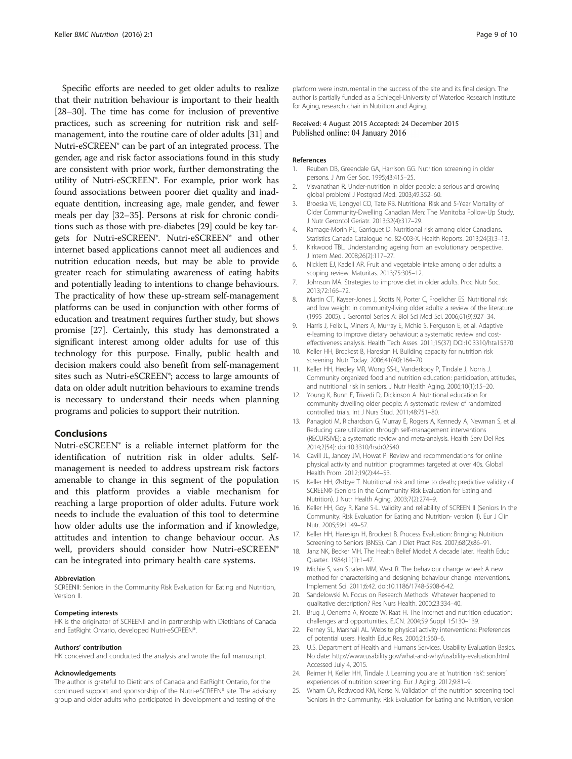Specific efforts are needed to get older adults to realize that their nutrition behaviour is important to their health [28–30]. The time has come for inclusion of preventive practices, such as screening for nutrition risk and self-management, into the routine care of older adults [31] and Nutri-eSCREEN® can be part of an integrated process. The gender, age and risk factor associations found in this study are consistent with prior work, further demonstrating the utility of Nutri-eSCREEN®. For example, prior work has found associations between poorer diet quality and inadequate dentition, increasing age, male gender, and fewer meals per day [32–35]. Persons at risk for chronic conditions such as those with pre-diabetes [29] could be key targets for Nutri-eSCREEN®. Nutri-eSCREEN® and other internet based applications cannot meet all audiences and nutrition education needs, but may be able to provide greater reach for stimulating awareness of eating habits and potentially leading to intentions to change behaviours. The practicality of how these up-stream self-management platforms can be used in conjunction with other forms of education and treatment requires further study, but shows promise [27]. Certainly, this study has demonstrated a significant interest among older adults for use of this technology for this purpose. Finally, public health and decision makers could also benefit from self-management sites such as Nutri-eSCREEN®; access to large amounts of data on older adult nutrition behaviours to examine trends is necessary to understand their needs when planning programs and policies to support their nutrition.

## Conclusions

Nutri-eSCREEN® is a reliable internet platform for the identification of nutrition risk in older adults. Self-management is needed to address upstream risk factors amenable to change in this segment of the population and this platform provides a viable mechanism for reaching a large proportion of older adults. Future work needs to include the evaluation of this tool to determine how older adults use the information and if knowledge, attitudes and intention to change behaviour occur. As well, providers should consider how Nutri-eSCREEN® can be integrated into primary health care systems.

#### Abbreviation

SCREENII: Seniors in the Community Risk Evaluation for Eating and Nutrition, Version II.

#### Competing interests

HK is the originator of SCREENII and in partnership with Dietitians of Canada and EatRight Ontario, developed Nutri-eSCREEN®.

#### Authors' contribution

HK conceived and conducted the analysis and wrote the full manuscript.

#### Acknowledgements

The author is grateful to Dietitians of Canada and EatRight Ontario, for the continued support and sponsorship of the Nutri-eSCREEN® site. The advisory group and older adults who participated in development and testing of the platform were instrumental in the success of the site and its final design. The author is partially funded as a Schlegel-University of Waterloo Research Institute for Aging, research chair in Nutrition and Aging.

Received: 4 August 2015 Accepted: 24 December 2015
Published online: 04 January 2016

#### References

1. Reuben DB, Greendale GA, Harrison GG. Nutrition screening in older persons. J Am Ger Soc. 1995;43:415–25.
2. Visvanathan R. Under-nutrition in older people: a serious and growing global problem! J Postgrad Med. 2003;49:352–60.
3. Broeska VE, Lengyel CO, Tate RB. Nutritional Risk and 5-Year Mortality of Older Community-Dwelling Canadian Men: The Manitoba Follow-Up Study. J Nutr Gerontol Geriatr. 2013;32(4):317–29.
4. Ramage-Morin PL, Garriguet D. Nutritional risk among older Canadians. Statistics Canada Catalogue no. 82-003-X. Health Reports. 2013;24(3):3–13.
5. Kirkwood TBL. Understanding ageing from an evolutionary perspective. J Intern Med. 2008;26(2):117–27.
6. Nicklett EJ, Kadell AR. Fruit and vegetable intake among older adults: a scoping review. Maturitas. 2013;75:305–12.
7. Johnson MA. Strategies to improve diet in older adults. Proc Nutr Soc. 2013;72:166–72.
8. Martin CT, Kayser-Jones J, Stotts N, Porter C, Froelicher ES. Nutritional risk and low weight in community-living older adults: a review of the literature (1995–2005). J Gerontol Series A: Biol Sci Med Sci. 2006;61(9):927–34.
9. Harris J, Felix L, Miners A, Murray E, Mchie S, Ferguson E, et al. Adaptive e-learning to improve dietary behaviour: a systematic review and cost-effectiveness analysis. Health Tech Asses. 2011;15(37) DOI:10.3310/hta15370
10. Keller HH, Brockest B, Haresign H. Building capacity for nutrition risk screening. Nutr Today. 2006;41(40):164–70.
11. Keller HH, Hedley MR, Wong SS-L, Vanderkooy P, Tindale J, Norris J. Community organized food and nutrition education: participation, attitudes, and nutritional risk in seniors. J Nutr Health Aging. 2006;10(1):15–20.
12. Young K, Bunn F, Trivedi D, Dickinson A. Nutritional education for community dwelling older people: A systematic review of randomized controlled trials. Int J Nurs Stud. 2011;48:751–80.
13. Panagioti M, Richardson G, Murray E, Rogers A, Kennedy A, Newman S, et al. Reducing care utilization through self-management interventions (RECURSIVE): a systematic review and meta-analysis. Health Serv Del Res. 2014;2(54): doi:10.3310/hsdr02540
14. Cavill JL, Jancey JM, Howat P. Review and recommendations for online physical activity and nutrition programmes targeted at over 40s. Global Health Prom. 2012;19(2):44–53.
15. Keller HH, Østbye T. Nutritional risk and time to death; predictive validity of SCREEN© (Seniors in the Community Risk Evaluation for Eating and Nutrition). J Nutr Health Aging. 2003;7(2):274–9.
16. Keller HH, Goy R, Kane S-L. Validity and reliability of SCREEN II (Seniors In the Community: Risk Evaluation for Eating and Nutrition- version II). Eur J Clin Nutr. 2005;59:1149–57.
17. Keller HH, Haresign H, Brockest B. Process Evaluation: Bringing Nutrition Screening to Seniors (BNSS). Can J Diet Pract Res. 2007;68(2):86–91.
18. Janz NK, Becker MH. The Health Belief Model: A decade later. Health Educ Quarter. 1984;11(1):1–47.
19. Michie S, van Stralen MM, West R. The behaviour change wheel: A new method for characterising and designing behaviour change interventions. Implement Sci. 2011;6:42. doi:10.1186/1748-5908-6-42.
20. Sandelowski M. Focus on Research Methods. Whatever happened to qualitative description? Res Nurs Health. 2000;23:334–40.
21. Brug J, Oenema A, Kroeze W, Raat H. The internet and nutrition education: challenges and opportunities. EJCN. 2004;59 Suppl 1:S130–139.
22. Ferney SL, Marshall AL. Website physical activity interventions: Preferences of potential users. Health Educ Res. 2006;21:560–6.
23. U.S. Department of Health and Humans Services. Usability Evaluation Basics. No date: http://www.usability.gov/what-and-why/usability-evaluation.html. Accessed July 4, 2015.
24. Reimer H, Keller HH, Tindale J. Learning you are at 'nutrition risk': seniors' experiences of nutrition screening. Eur J Aging. 2012;9:81–9.
25. Wham CA, Redwood KM, Kerse N. Validation of the nutrition screening tool 'Seniors in the Community: Risk Evaluation for Eating and Nutrition, version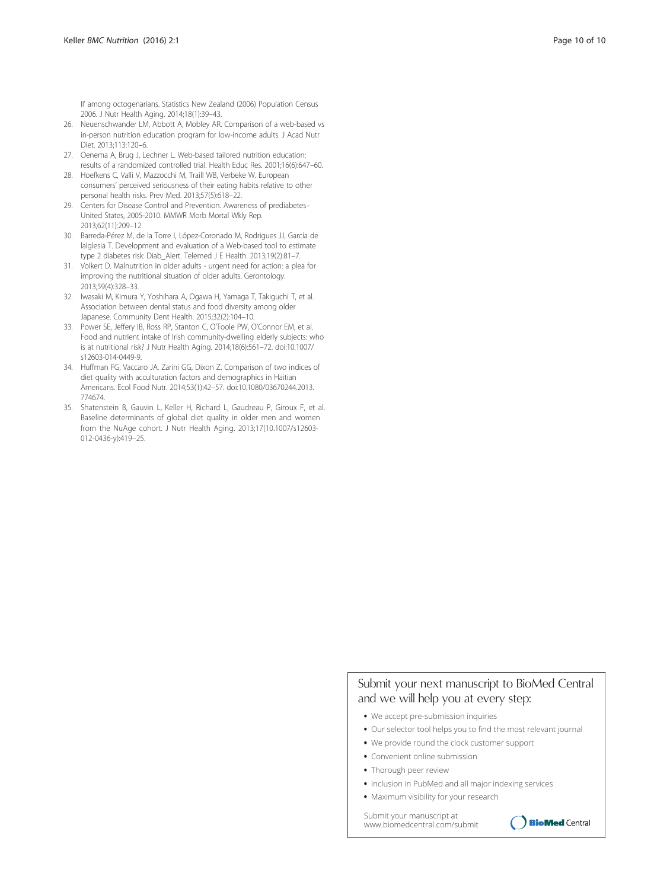II' among octogenarians. Statistics New Zealand (2006) Population Census 2006. J Nutr Health Aging. 2014;18(1):39–43.

26. Neuenschwander LM, Abbott A, Mobley AR. Comparison of a web-based vs in-person nutrition education program for low-income adults. J Acad Nutr Diet. 2013;113:120–6.
27. Oenema A, Brug J, Lechner L. Web-based tailored nutrition education: results of a randomized controlled trial. Health Educ Res. 2001;16(6):647–60.
28. Hoefkens C, Valli V, Mazzocchi M, Traill WB, Verbeke W. European consumers' perceived seriousness of their eating habits relative to other personal health risks. Prev Med. 2013;57(5):618–22.
29. Centers for Disease Control and Prevention. Awareness of prediabetes– United States, 2005-2010. MMWR Morb Mortal Wkly Rep. 2013;62(11):209–12.
30. Barreda-Pérez M, de la Torre I, López-Coronado M, Rodrigues JJ, García de laIglesia T. Development and evaluation of a Web-based tool to estimate type 2 diabetes risk: Diab_Alert. Telemed J E Health. 2013;19(2):81–7.
31. Volkert D. Malnutrition in older adults - urgent need for action: a plea for improving the nutritional situation of older adults. Gerontology. 2013;59(4):328–33.
32. Iwasaki M, Kimura Y, Yoshihara A, Ogawa H, Yamaga T, Takiguchi T, et al. Association between dental status and food diversity among older Japanese. Community Dent Health. 2015;32(2):104–10.
33. Power SE, Jeffery IB, Ross RP, Stanton C, O'Toole PW, O'Connor EM, et al. Food and nutrient intake of Irish community-dwelling elderly subjects: who is at nutritional risk? J Nutr Health Aging. 2014;18(6):561–72. doi:10.1007/s12603-014-0449-9.
34. Huffman FG, Vaccaro JA, Zarini GG, Dixon Z. Comparison of two indices of diet quality with acculturation factors and demographics in Haitian Americans. Ecol Food Nutr. 2014;53(1):42–57. doi:10.1080/03670244.2013.774674.
35. Shatenstein B, Gauvin L, Keller H, Richard L, Gaudreau P, Giroux F, et al. Baseline determinants of global diet quality in older men and women from the NuAge cohort. J Nutr Health Aging. 2013;17(10.1007/s12603-012-0436-y):419–25.

Submit your next manuscript to BioMed Central and we will help you at every step:

- We accept pre-submission inquiries
- Our selector tool helps you to find the most relevant journal
- We provide round the clock customer support
- Convenient online submission
- Thorough peer review
- Inclusion in PubMed and all major indexing services
- Maximum visibility for your research

Submit your manuscript at www.biomedcentral.com/submit

BioMed Central